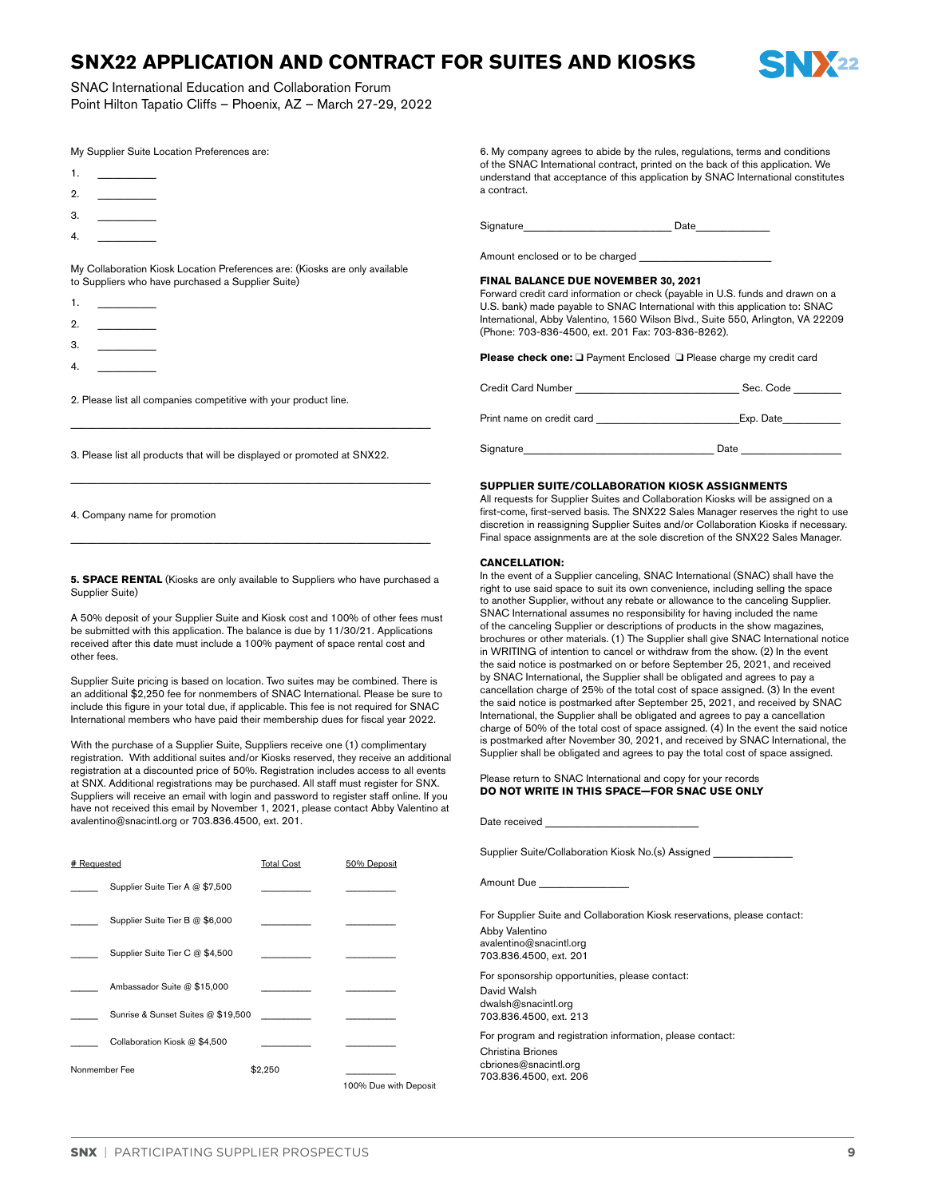# SNX22 APPLICATION AND CONTRACT FOR SUITES AND KIOSKS

SNAC International Education and Collaboration Forum
Point Hilton Tapatio Cliffs – Phoenix, AZ – March 27-29, 2022

My Supplier Suite Location Preferences are:

1. __________
2. __________
3. __________
4. __________

My Collaboration Kiosk Location Preferences are: (Kiosks are only available to Suppliers who have purchased a Supplier Suite)

1. __________
2. __________
3. __________
4. __________

2. Please list all companies competitive with your product line.

____________________________________________________________

3. Please list all products that will be displayed or promoted at SNX22.

____________________________________________________________

4. Company name for promotion

____________________________________________________________

**5. SPACE RENTAL** (Kiosks are only available to Suppliers who have purchased a Supplier Suite)

A 50% deposit of your Supplier Suite and Kiosk cost and 100% of other fees must be submitted with this application. The balance is due by 11/30/21. Applications received after this date must include a 100% payment of space rental cost and other fees.

Supplier Suite pricing is based on location. Two suites may be combined. There is an additional $2,250 fee for nonmembers of SNAC International. Please be sure to include this figure in your total due, if applicable. This fee is not required for SNAC International members who have paid their membership dues for fiscal year 2022.

With the purchase of a Supplier Suite, Suppliers receive one (1) complimentary registration. With additional suites and/or Kiosks reserved, they receive an additional registration at a discounted price of 50%. Registration includes access to all events at SNX. Additional registration may be purchased. All staff must register for SNX. Suppliers will receive an email with login and password to register staff online. If you have not received this email by November 1, 2021, please contact Abby Valentino at avalentino@snacintl.org or 703.836.4500, ext. 201.

| # Requested | | Total Cost | 50% Deposit |
|---|---|---|---|
| _____ | Supplier Suite Tier A @ $7,500 | _________ | _________ |
| _____ | Supplier Suite Tier B @ $6,000 | _________ | _________ |
| _____ | Supplier Suite Tier C @ $4,500 | _________ | _________ |
| _____ | Ambassador Suite @ $15,000 | _________ | _________ |
| _____ | Sunrise & Sunset Suites @ $19,500 | _________ | _________ |
| _____ | Collaboration Kiosk @ $4,500 | _________ | _________ |
| Nonmember Fee | | $2,250 | _________ 100% Due with Deposit |

6. My company agrees to abide by the rules, regulations, terms and conditions of the SNAC International contract, printed on the back of this application. We understand that acceptance of this application by SNAC International constitutes a contract.

Signature_________________________ Date_____________

Amount enclosed or to be charged _______________________

**FINAL BALANCE DUE NOVEMBER 30, 2021**

Forward credit card information or check (payable in U.S. funds and drawn on a U.S. bank) made payable to SNAC International with this application to: SNAC International, Abby Valentino, 1560 Wilson Blvd., Suite 550, Arlington, VA 22209 (Phone: 703-836-4500, ext. 201 Fax: 703-836-8262).

**Please check one:** ❑ Payment Enclosed ❑ Please charge my credit card

Credit Card Number ____________________________ Sec. Code ________

Print name on credit card ________________________Exp. Date__________

Signature________________________________ Date _________________

**SUPPLIER SUITE/COLLABORATION KIOSK ASSIGNMENTS**

All requests for Supplier Suites and Collaboration Kiosks will be assigned on a first-come, first-served basis. The SNX22 Sales Manager reserves the right to use discretion in reassigning Supplier Suites and/or Collaboration Kiosks if necessary. Final space assignments are at the sole discretion of the SNX22 Sales Manager.

**CANCELLATION:**

In the event of a Supplier canceling, SNAC International (SNAC) shall have the right to use said space to suit its own convenience, including selling the space to another Supplier, without any rebate or allowance to the canceling Supplier. SNAC International assumes no responsibility for having included the name of the canceling Supplier or descriptions of products in the show magazines, brochures or other materials. (1) The Supplier shall give SNAC International notice in WRITING of intention to cancel or withdraw from the show. (2) In the event the said notice is postmarked on or before September 25, 2021, and received by SNAC International, the Supplier shall be obligated and agrees to pay a cancellation charge of 25% of the total cost of space assigned. (3) In the event the said notice is postmarked after September 25, 2021, and received by SNAC International, the Supplier shall be obligated and agrees to pay a cancellation charge of 50% of the total cost of space assigned. (4) In the event the said notice is postmarked after November 30, 2021, and received by SNAC International, the Supplier shall be obligated and agrees to pay the total cost of space assigned.

Please return to SNAC International and copy for your records
**DO NOT WRITE IN THIS SPACE—FOR SNAC USE ONLY**

Date received ___________________________

Supplier Suite/Collaboration Kiosk No.(s) Assigned ______________

Amount Due ________________

For Supplier Suite and Collaboration Kiosk reservations, please contact:
Abby Valentino
avalentino@snacintl.org
703.836.4500, ext. 201

For sponsorship opportunities, please contact:
David Walsh
dwalsh@snacintl.org
703.836.4500, ext. 213

For program and registration information, please contact:
Christina Briones
cbriones@snacintl.org
703.836.4500, ext. 206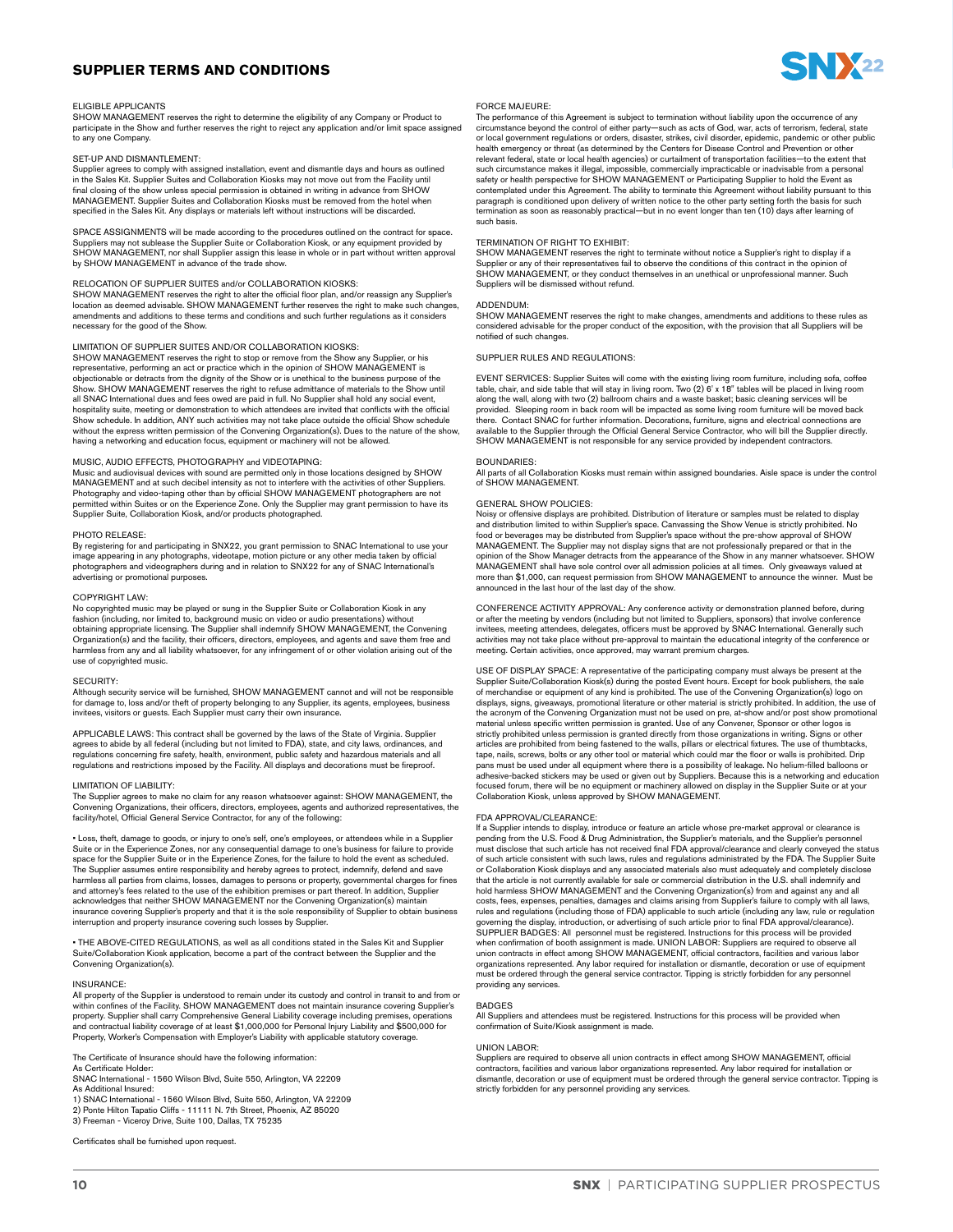# SUPPLIER TERMS AND CONDITIONS

ELIGIBLE APPLICANTS
SHOW MANAGEMENT reserves the right to determine the eligibility of any Company or Product to participate in the Show and further reserves the right to reject any application and/or limit space assigned to any one Company.

SET-UP AND DISMANTLEMENT:
Supplier agrees to comply with assigned installation, event and dismantle days and hours as outlined in the Sales Kit. Supplier Suites and Collaboration Kiosks may not move out from the Facility until final closing of the show unless special permission is obtained in writing in advance from SHOW MANAGEMENT. Supplier Suites and Collaboration Kiosks must be removed from the hotel when specified in the Sales Kit. Any displays or materials left without instructions will be discarded.

SPACE ASSIGNMENTS will be made according to the procedures outlined on the contract for space. Suppliers may not sublease the Supplier Suite or Collaboration Kiosk, or any equipment provided by SHOW MANAGEMENT, nor shall Supplier assign this lease in whole or in part without written approval by SHOW MANAGEMENT in advance of the trade show.

RELOCATION OF SUPPLIER SUITES and/or COLLABORATION KIOSKS:
SHOW MANAGEMENT reserves the right to alter the official floor plan, and/or reassign any Supplier's location as deemed advisable. SHOW MANAGEMENT further reserves the right to make such changes, amendments and additions to these terms and conditions and such further regulations as it considers necessary for the good of the Show.

LIMITATION OF SUPPLIER SUITES AND/OR COLLABORATION KIOSKS:
SHOW MANAGEMENT reserves the right to stop or remove from the Show any Supplier, or his representative, performing an act or practice which in the opinion of SHOW MANAGEMENT is objectionable or detracts from the dignity of the Show or is unethical to the business purpose of the Show. SHOW MANAGEMENT reserves the right to refuse admittance of materials to the Show until all SNAC International dues and fees owed are paid in full. No Supplier shall hold any social event, hospitality suite, meeting or demonstration to which attendees are invited that conflicts with the official Show schedule. In addition, ANY such activities may not take place outside the official Show schedule without the express written permission of the Convening Organization(s). Dues to the nature of the show, having a networking and education focus, equipment or machinery will not be allowed.

MUSIC, AUDIO EFFECTS, PHOTOGRAPHY and VIDEOTAPING:
Music and audiovisual devices with sound are permitted only in those locations designed by SHOW MANAGEMENT and at such decibel intensity as not to interfere with the activities of other Suppliers. Photography and video-taping other than by official SHOW MANAGEMENT photographers are not permitted within Suites or on the Experience Zone. Only the Supplier may grant permission to have its Supplier Suite, Collaboration Kiosk, and/or products photographed.

PHOTO RELEASE:
By registering for and participating in SNX22, you grant permission to SNAC International to use your image appearing in any photographs, videotape, motion picture or any other media taken by official photographers and videographers during and in relation to SNX22 for any of SNAC International's advertising or promotional purposes.

COPYRIGHT LAW:
No copyrighted music may be played or sung in the Supplier Suite or Collaboration Kiosk in any fashion (including, nor limited to, background music on video or audio presentations) without obtaining appropriate licensing. The Supplier shall indemnify SHOW MANAGEMENT, the Convening Organization(s) and the facility, their officers, directors, employees, and agents and save them free and harmless from any and all liability whatsoever, for any infringement of or other violation arising out of the use of copyrighted music.

SECURITY:
Although security service will be furnished, SHOW MANAGEMENT cannot and will not be responsible for damage to, loss and/or theft of property belonging to any Supplier, its agents, employees, business invitees, visitors or guests. Each Supplier must carry their own insurance.

APPLICABLE LAWS: This contract shall be governed by the laws of the State of Virginia. Supplier agrees to abide by all federal (including but not limited to FDA), state, and city laws, ordinances, and regulations concerning fire safety, health, environment, public safety and hazardous materials and all regulations and restrictions imposed by the Facility. All displays and decorations must be fireproof.

LIMITATION OF LIABILITY:
The Supplier agrees to make no claim for any reason whatsoever against: SHOW MANAGEMENT, the Convening Organizations, their officers, directors, employees, agents and authorized representatives, the facility/hotel, Official General Service Contractor, for any of the following:

• Loss, theft, damage to goods, or injury to one's self, one's employees, or attendees while in a Supplier Suite or in the Experience Zones, nor any consequential damage to one's business for failure to provide space for the Supplier Suite or in the Experience Zones, for the failure to hold the event as scheduled. The Supplier assumes entire responsibility and hereby agrees to protect, indemnify, defend and save harmless all parties from claims, losses, damages to persons or property, governmental charges for fines and attorney's fees related to the use of the exhibition premises or part thereof. In addition, Supplier acknowledges that neither SHOW MANAGEMENT nor the Convening Organization(s) maintain insurance covering Supplier's property and that it is the sole responsibility of Supplier to obtain business interruption and property insurance covering such losses by Supplier.

• THE ABOVE-CITED REGULATIONS, as well as all conditions stated in the Sales Kit and Supplier Suite/Collaboration Kiosk application, become a part of the contract between the Supplier and the Convening Organization(s).

INSURANCE:
All property of the Supplier is understood to remain under its custody and control in transit to and from or within confines of the Facility. SHOW MANAGEMENT does not maintain insurance covering Supplier's property. Supplier shall carry Comprehensive General Liability coverage including premises, operations and contractual liability coverage of at least $1,000,000 for Personal Injury Liability and $500,000 for Property, Worker's Compensation with Employer's Liability with applicable statutory coverage.

The Certificate of Insurance should have the following information:
As Certificate Holder:
SNAC International - 1560 Wilson Blvd, Suite 550, Arlington, VA 22209
As Additional Insured:
1) SNAC International - 1560 Wilson Blvd, Suite 550, Arlington, VA 22209
2) Ponte Hilton Tapatio Cliffs - 11111 N. 7th Street, Phoenix, AZ 85020
3) Freeman - Viceroy Drive, Suite 100, Dallas, TX 75235

Certificates shall be furnished upon request.

FORCE MAJEURE:
The performance of this Agreement is subject to termination without liability upon the occurrence of any circumstance beyond the control of either party—such as acts of God, war, acts of terrorism, federal, state or local government regulations or orders, disaster, strikes, civil disorder, epidemic, pandemic or other public health emergency or threat (as determined by the Centers for Disease Control and Prevention or other relevant federal, state or local health agencies) or curtailment of transportation facilities—to the extent that such circumstance makes it illegal, impossible, commercially impracticable or inadvisable from a personal safety or health perspective for SHOW MANAGEMENT or Participating Supplier to hold the Event as contemplated under this Agreement. The ability to terminate this Agreement without liability pursuant to this paragraph is conditioned upon delivery of written notice to the other party setting forth the basis for such termination as soon as reasonably practical—but in no event longer than ten (10) days after learning of such basis.

TERMINATION OF RIGHT TO EXHIBIT:
SHOW MANAGEMENT reserves the right to terminate without notice a Supplier's right to display if a Supplier or any of their representatives fail to observe the conditions of this contract in the opinion of SHOW MANAGEMENT, or they conduct themselves in an unethical or unprofessional manner. Such Suppliers will be dismissed without refund.

ADDENDUM:
SHOW MANAGEMENT reserves the right to make changes, amendments and additions to these rules as considered advisable for the proper conduct of the exposition, with the provision that all Suppliers will be notified of such changes.

SUPPLIER RULES AND REGULATIONS:

EVENT SERVICES: Supplier Suites will come with the existing living room furniture, including sofa, coffee table, chair, and side table that will stay in living room. Two (2) 6' x 18" tables will be placed in living room along the wall, along with two (2) ballroom chairs and a waste basket; basic cleaning services will be provided. Sleeping room in back room will be impacted as some living room furniture will be moved back there. Contact SNAC for further information. Decorations, furniture, signs and electrical connections are available to the Supplier through the Official General Service Contractor, who will bill the Supplier directly. SHOW MANAGEMENT is not responsible for any service provided by independent contractors.

BOUNDARIES:
All parts of all Collaboration Kiosks must remain within assigned boundaries. Aisle space is under the control of SHOW MANAGEMENT.

GENERAL SHOW POLICIES:
Noisy or offensive displays are prohibited. Distribution of literature or samples must be related to display and distribution limited to within Supplier's space. Canvassing the Show Venue is strictly prohibited. No food or beverages may be distributed from Supplier's space without the pre-show approval of SHOW MANAGEMENT. The Supplier may not display signs that are not professionally prepared or that in the opinion of the Show Manager detracts from the appearance of the Show in any manner whatsoever. SHOW MANAGEMENT shall have sole control over all admission policies at all times. Only giveaways valued at more than $1,000, can request permission from SHOW MANAGEMENT to announce the winner. Must be announced in the last hour of the last day of the show.

CONFERENCE ACTIVITY APPROVAL: Any conference activity or demonstration planned before, during or after the meeting by vendors (including but not limited to Suppliers, sponsors) that involve conference invitees, meeting attendees, delegates, officers must be approved by SNAC International. Generally such activities may not take place without pre-approval to maintain the educational integrity of the conference or meeting. Certain activities, once approved, may warrant premium charges.

USE OF DISPLAY SPACE: A representative of the participating company must always be present at the Supplier Suite/Collaboration Kiosk(s) during the posted Event hours. Except for book publishers, the sale of merchandise or equipment of any kind is prohibited. The use of the Convening Organization(s) logo on displays, signs, giveaways, promotional literature or other material is strictly prohibited. In addition, the use of the acronym of the Convening Organization must not be used on pre, at-show and/or post show promotional material unless specific written permission is granted. Use of any Convener, Sponsor or other logos is strictly prohibited unless permission is granted directly from those organizations in writing. Signs or other articles are prohibited from being fastened to the walls, pillars or electrical fixtures. The use of thumbtacks, tape, nails, screws, bolts or any other tool or material which could mar the floor or walls is prohibited. Drip pans must be used under all equipment where there is a possibility of leakage. No helium-filled balloons or adhesive-backed stickers may be used or given out by Suppliers. Because this is a networking and education focused forum, there will be no equipment or machinery allowed on display in the Supplier Suite or at your Collaboration Kiosk, unless approved by SHOW MANAGEMENT.

FDA APPROVAL/CLEARANCE:
If a Supplier intends to display, introduce or feature an article whose pre-market approval or clearance is pending from the U.S. Food & Drug Administration, the Supplier's materials, and the Supplier's personnel must disclose that such article has not received final FDA approval/clearance and clearly conveyed the status of such article consistent with such laws, rules and regulations administrated by the FDA. The Supplier Suite or Collaboration Kiosk displays and any associated materials also must adequately and completely disclose that the article is not currently available for sale or commercial distribution in the U.S. shall indemnify and hold harmless SHOW MANAGEMENT and the Convening Organization(s) from and against any and all costs, fees, expenses, penalties, damages and claims arising from Supplier's failure to comply with all laws, rules and regulations (including those of FDA) applicable to such article (including any law, rule or regulation governing the display, introduction, or advertising of such article prior to final FDA approval/clearance). SUPPLIER BADGES: All personnel must be registered. Instructions for this process will be provided when confirmation of booth assignment is made. UNION LABOR: Suppliers are required to observe all union contracts in effect among SHOW MANAGEMENT, official contractors, facilities and various labor organizations represented. Any labor required for installation or dismantle, decoration or use of equipment must be ordered through the general service contractor. Tipping is strictly forbidden for any personnel providing any services.

BADGES
All Suppliers and attendees must be registered. Instructions for this process will be provided when confirmation of Suite/Kiosk assignment is made.

UNION LABOR:
Suppliers are required to observe all union contracts in effect among SHOW MANAGEMENT, official contractors, facilities and various labor organizations represented. Any labor required for installation or dismantle, decoration or use of equipment must be ordered through the general service contractor. Tipping is strictly forbidden for any personnel providing any services.